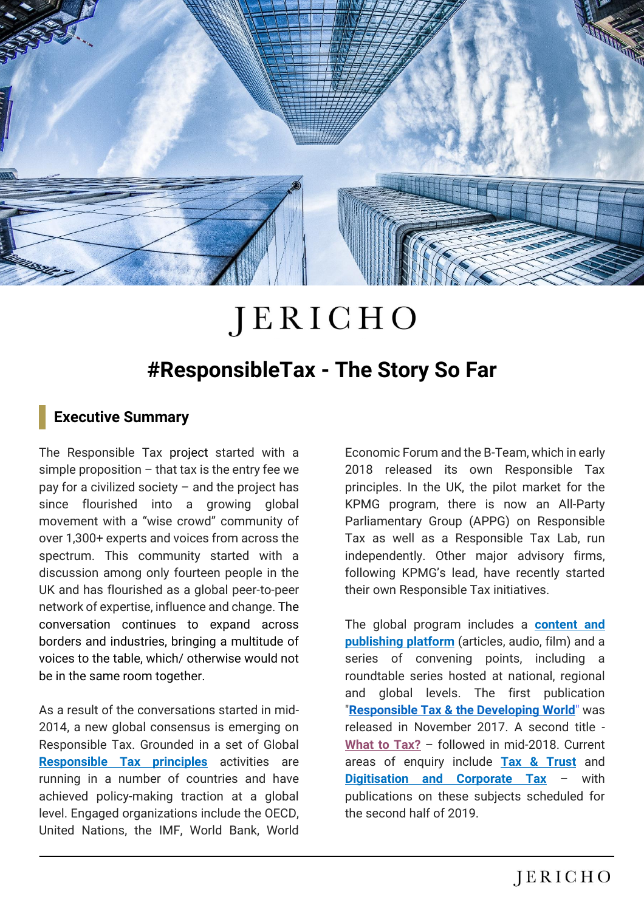# JERICHO

## #ResponsibleTax - The Story So Far

### Executive Summary

The Responsible Tax project started with a simple proposition – that tax is the entry fee we pay for a civilized society – and the project has since flourished into a growing global movement with a "wise crowd" community of over 1,300+ experts and voices from across the spectrum. This community started with a discussion among only fourteen people in the UK and has flourished as a global peer-to-peer network of expertise, influence and change. The conversation continues to expand across borders and industries, bringing a multitude of voices to the table, which/ otherwise would not be in the same room together.

As a result of the conversations started in mid-2014, a new global consensus is emerging on Responsible Tax. Grounded in a set of Global **Responsible Tax principles** activities are running in a number of countries and have achieved policy-making traction at a global level. Engaged organizations include the OECD, United Nations, the IMF, World Bank, World Economic Forum and the B-Team, which in early 2018 released its own Responsible Tax principles. In the UK, the pilot market for the KPMG program, there is now an All-Party Parliamentary Group (APPG) on Responsible Tax as well as a Responsible Tax Lab, run independently. Other major advisory firms, following KPMG's lead, have recently started their own Responsible Tax initiatives.

The global program includes a **content and publishing platform** (articles, audio, film) and a series of convening points, including a roundtable series hosted at national, regional and global levels. The first publication "**Responsible Tax & the Developing World**" was released in November 2017. A second title - **What to Tax?** – followed in mid-2018. Current areas of enquiry include **Tax & Trust** and **Digitisation and Corporate Tax** – with publications on these subjects scheduled for the second half of 2019.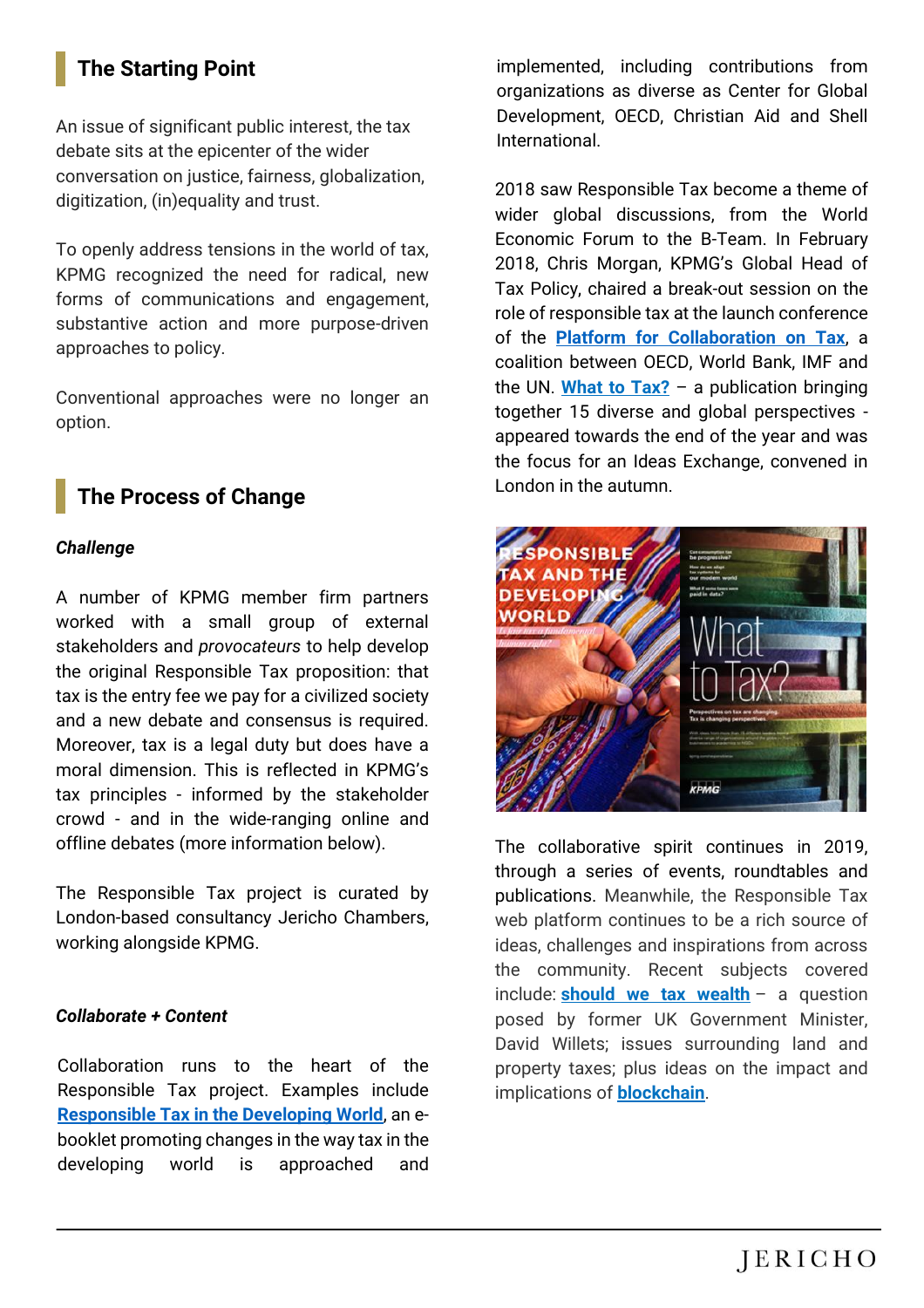## The Starting Point

An issue of significant public interest, the tax debate sits at the epicenter of the wider conversation on justice, fairness, globalization, digitization, (in)equality and trust.

To openly address tensions in the world of tax, KPMG recognized the need for radical, new forms of communications and engagement, substantive action and more purpose-driven approaches to policy.

Conventional approaches were no longer an option.

## The Process of Change

***Challenge***

A number of KPMG member firm partners worked with a small group of external stakeholders and *provocateurs* to help develop the original Responsible Tax proposition: that tax is the entry fee we pay for a civilized society and a new debate and consensus is required. Moreover, tax is a legal duty but does have a moral dimension. This is reflected in KPMG's tax principles - informed by the stakeholder crowd - and in the wide-ranging online and offline debates (more information below).

The Responsible Tax project is curated by London-based consultancy Jericho Chambers, working alongside KPMG.

***Collaborate + Content***

Collaboration runs to the heart of the Responsible Tax project. Examples include **Responsible Tax in the Developing World**, an e-booklet promoting changes in the way tax in the developing world is approached and implemented, including contributions from organizations as diverse as Center for Global Development, OECD, Christian Aid and Shell International.

2018 saw Responsible Tax become a theme of wider global discussions, from the World Economic Forum to the B-Team. In February 2018, Chris Morgan, KPMG's Global Head of Tax Policy, chaired a break-out session on the role of responsible tax at the launch conference of the **Platform for Collaboration on Tax**, a coalition between OECD, World Bank, IMF and the UN. **What to Tax?** – a publication bringing together 15 diverse and global perspectives - appeared towards the end of the year and was the focus for an Ideas Exchange, convened in London in the autumn.

The collaborative spirit continues in 2019, through a series of events, roundtables and publications. Meanwhile, the Responsible Tax web platform continues to be a rich source of ideas, challenges and inspirations from across the community. Recent subjects covered include: **should we tax wealth** – a question posed by former UK Government Minister, David Willets; issues surrounding land and property taxes; plus ideas on the impact and implications of **blockchain**.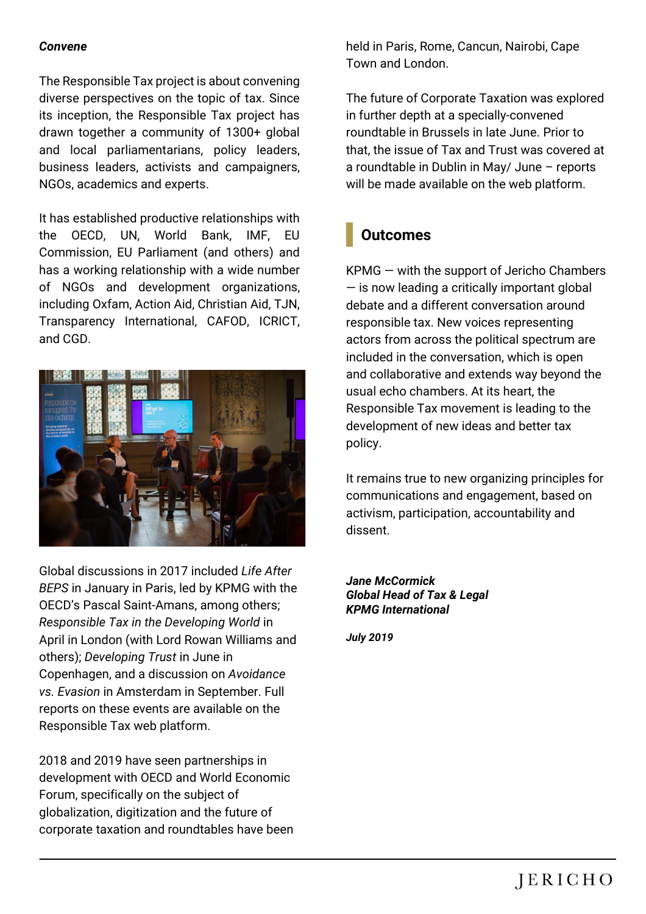***Convene***

The Responsible Tax project is about convening diverse perspectives on the topic of tax. Since its inception, the Responsible Tax project has drawn together a community of 1300+ global and local parliamentarians, policy leaders, business leaders, activists and campaigners, NGOs, academics and experts.

It has established productive relationships with the OECD, UN, World Bank, IMF, EU Commission, EU Parliament (and others) and has a working relationship with a wide number of NGOs and development organizations, including Oxfam, Action Aid, Christian Aid, TJN, Transparency International, CAFOD, ICRICT, and CGD.

Global discussions in 2017 included *Life After BEPS* in January in Paris, led by KPMG with the OECD's Pascal Saint-Amans, among others; *Responsible Tax in the Developing World* in April in London (with Lord Rowan Williams and others); *Developing Trust* in June in Copenhagen, and a discussion on *Avoidance vs. Evasion* in Amsterdam in September. Full reports on these events are available on the Responsible Tax web platform.

2018 and 2019 have seen partnerships in development with OECD and World Economic Forum, specifically on the subject of globalization, digitization and the future of corporate taxation and roundtables have been held in Paris, Rome, Cancun, Nairobi, Cape Town and London.

The future of Corporate Taxation was explored in further depth at a specially-convened roundtable in Brussels in late June. Prior to that, the issue of Tax and Trust was covered at a roundtable in Dublin in May/ June – reports will be made available on the web platform.

## Outcomes

KPMG — with the support of Jericho Chambers — is now leading a critically important global debate and a different conversation around responsible tax. New voices representing actors from across the political spectrum are included in the conversation, which is open and collaborative and extends way beyond the usual echo chambers. At its heart, the Responsible Tax movement is leading to the development of new ideas and better tax policy.

It remains true to new organizing principles for communications and engagement, based on activism, participation, accountability and dissent.

***Jane McCormick***
***Global Head of Tax & Legal***
***KPMG International***

***July 2019***